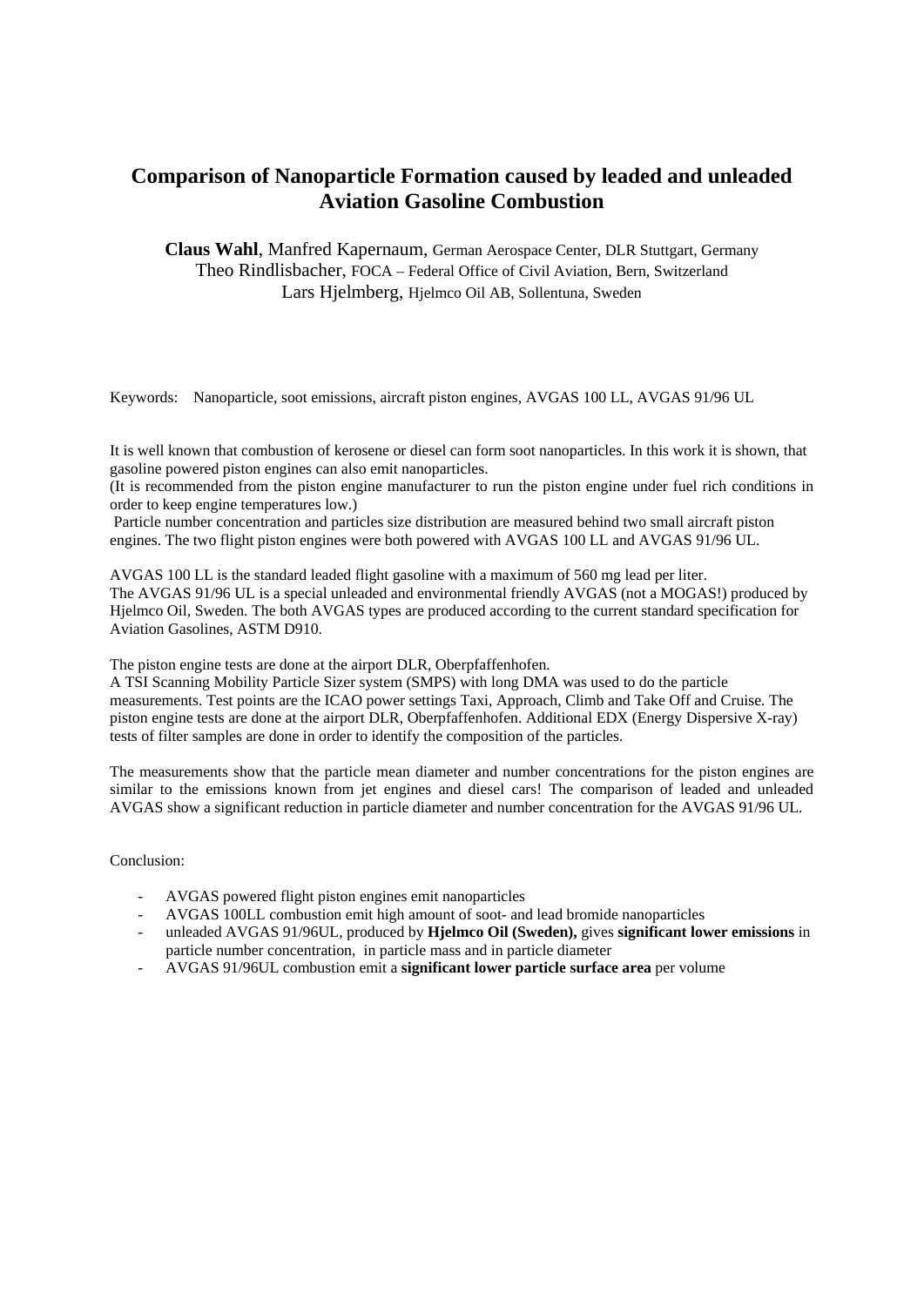# Comparison of Nanoparticle Formation caused by leaded and unleaded Aviation Gasoline Combustion

**Claus Wahl**, Manfred Kapernaum, German Aerospace Center, DLR Stuttgart, Germany
Theo Rindlisbacher, FOCA – Federal Office of Civil Aviation, Bern, Switzerland
Lars Hjelmberg, Hjelmco Oil AB, Sollentuna, Sweden

Keywords: Nanoparticle, soot emissions, aircraft piston engines, AVGAS 100 LL, AVGAS 91/96 UL

It is well known that combustion of kerosene or diesel can form soot nanoparticles. In this work it is shown, that gasoline powered piston engines can also emit nanoparticles.
(It is recommended from the piston engine manufacturer to run the piston engine under fuel rich conditions in order to keep engine temperatures low.)
Particle number concentration and particles size distribution are measured behind two small aircraft piston engines. The two flight piston engines were both powered with AVGAS 100 LL and AVGAS 91/96 UL.

AVGAS 100 LL is the standard leaded flight gasoline with a maximum of 560 mg lead per liter.
The AVGAS 91/96 UL is a special unleaded and environmental friendly AVGAS (not a MOGAS!) produced by Hjelmco Oil, Sweden. The both AVGAS types are produced according to the current standard specification for Aviation Gasolines, ASTM D910.

The piston engine tests are done at the airport DLR, Oberpfaffenhofen.
A TSI Scanning Mobility Particle Sizer system (SMPS) with long DMA was used to do the particle measurements. Test points are the ICAO power settings Taxi, Approach, Climb and Take Off and Cruise. The piston engine tests are done at the airport DLR, Oberpfaffenhofen. Additional EDX (Energy Dispersive X-ray) tests of filter samples are done in order to identify the composition of the particles.

The measurements show that the particle mean diameter and number concentrations for the piston engines are similar to the emissions known from jet engines and diesel cars! The comparison of leaded and unleaded AVGAS show a significant reduction in particle diameter and number concentration for the AVGAS 91/96 UL.

Conclusion:

- AVGAS powered flight piston engines emit nanoparticles
- AVGAS 100LL combustion emit high amount of soot- and lead bromide nanoparticles
- unleaded AVGAS 91/96UL, produced by **Hjelmco Oil (Sweden),** gives **significant lower emissions** in particle number concentration, in particle mass and in particle diameter
- AVGAS 91/96UL combustion emit a **significant lower particle surface area** per volume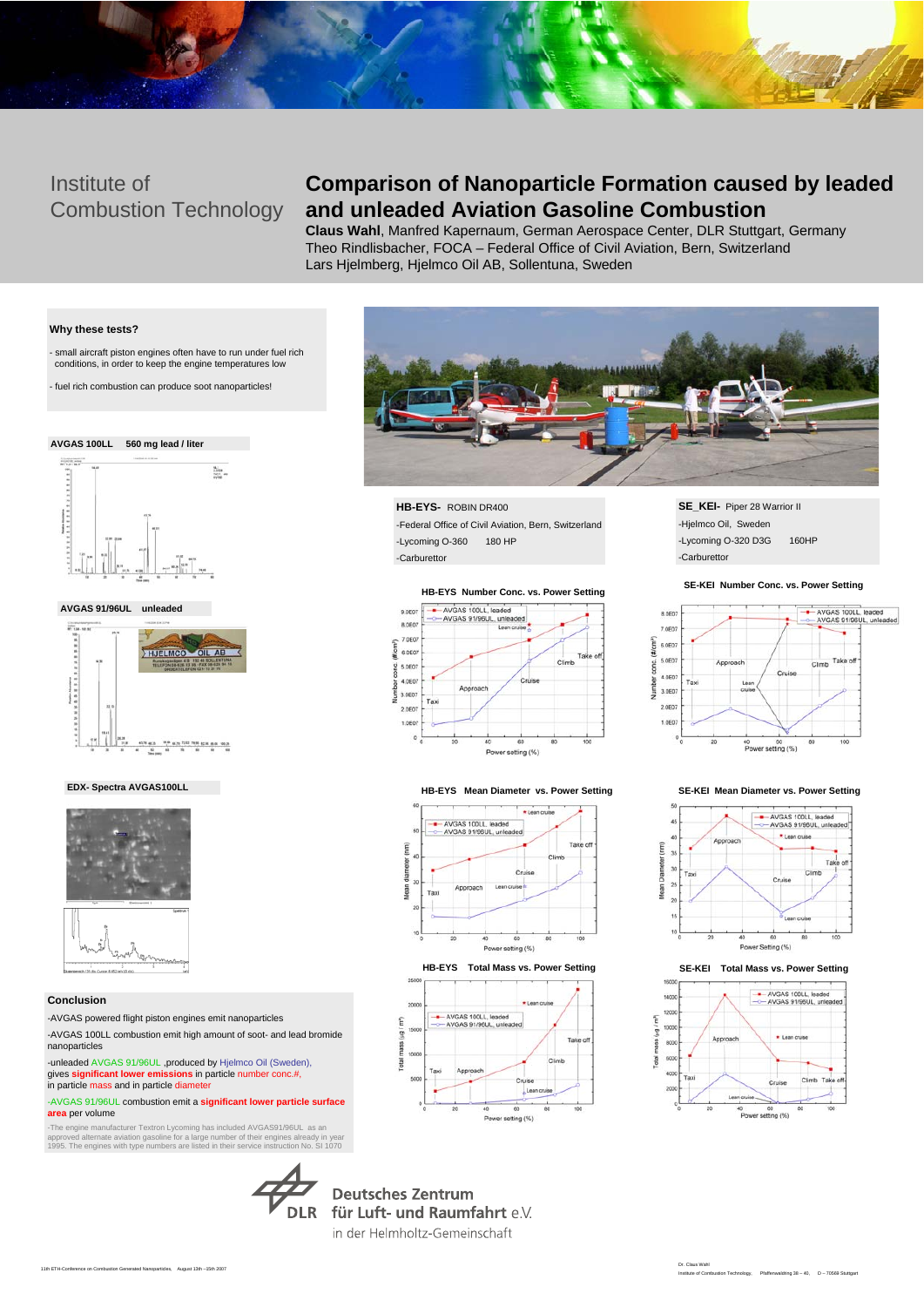Institute of Combustion Technology

# Comparison of Nanoparticle Formation caused by leaded and unleaded Aviation Gasoline Combustion

**Claus Wahl**, Manfred Kapernaum, German Aerospace Center, DLR Stuttgart, Germany
Theo Rindlisbacher, FOCA – Federal Office of Civil Aviation, Bern, Switzerland
Lars Hjelmberg, Hjelmco Oil AB, Sollentuna, Sweden

### Why these tests?

- small aircraft piston engines often have to run under fuel rich conditions, in order to keep the engine temperatures low
- fuel rich combustion can produce soot nanoparticles!

**AVGAS 100LL 560 mg lead / liter**

**AVGAS 91/96UL unleaded**

**EDX- Spectra AVGAS100LL**

**HB-EYS-** ROBIN DR400
- Federal Office of Civil Aviation, Bern, Switzerland
- Lycoming O-360 180 HP
- Carburettor

**SE_KEI-** Piper 28 Warrior II
- Hjelmco Oil, Sweden
- Lycoming O-320 D3G 160HP
- Carburettor

**HB-EYS Number Conc. vs. Power Setting**

AVGAS 100LL, leaded
AVGAS 91/96UL, unleaded
Number conc. (#/cm³)
Power setting (%)
Taxi, Approach, Cruise, Lean cruise, Climb, Take off

**SE-KEI Number Conc. vs. Power Setting**

AVGAS 100LL, leaded
AVGAS 91/96UL, unleaded
Number conc. (#/cm³)
Power setting (%)
Taxi, Approach, Lean cruise, Cruise, Climb, Take off

**HB-EYS Mean Diameter vs. Power Setting**

AVGAS 100LL, leaded
AVGAS 91/96UL, unleaded
Mean diameter (nm)
Power setting (%)
Taxi, Approach, Lean cruise, Cruise, Climb, Take off

**SE-KEI Mean Diameter vs. Power Setting**

AVGAS 100LL, leaded
AVGAS 91/96UL, unleaded
Mean Diameter (nm)
Power Setting (%)
Taxi, Approach, Lean cruise, Cruise, Climb, Take off

**HB-EYS Total Mass vs. Power Setting**

AVGAS 100LL, leaded
AVGAS 91/96UL, unleaded
Total mass (µg / m³)
Power setting (%)
Taxi, Approach, Cruise, Lean cruise, Climb, Take off

**SE-KEI Total Mass vs. Power Setting**

AVGAS 100LL, leaded
AVGAS 91/96UL, unleaded
Total mass (µg / m³)
Power setting (%)
Taxi, Approach, Lean cruise, Cruise, Climb, Take off

### Conclusion

- AVGAS powered flight piston engines emit nanoparticles
- AVGAS 100LL combustion emit high amount of soot- and lead bromide nanoparticles
- unleaded AVGAS 91/96UL ,produced by Hjelmco Oil (Sweden), gives **significant lower emissions** in particle number conc.#, in particle mass and in particle diameter
- AVGAS 91/96UL combustion emit a **significant lower particle surface area** per volume

-The engine manufacturer Textron Lycoming has included AVGAS91/96UL as an approved alternate aviation gasoline for a large number of their engines already in year 1995. The engines with type numbers are listed in their service instruction No. SI 1070

Deutsches Zentrum für Luft- und Raumfahrt e.V. in der Helmholtz-Gemeinschaft

11th ETH-Conference on Combustion Generated Nanoparticles, August 13th –15th 2007

Dr. Claus Wahl
Institute of Combustion Technology, Pfaffenwaldring 38 – 40, D – 70569 Stuttgart